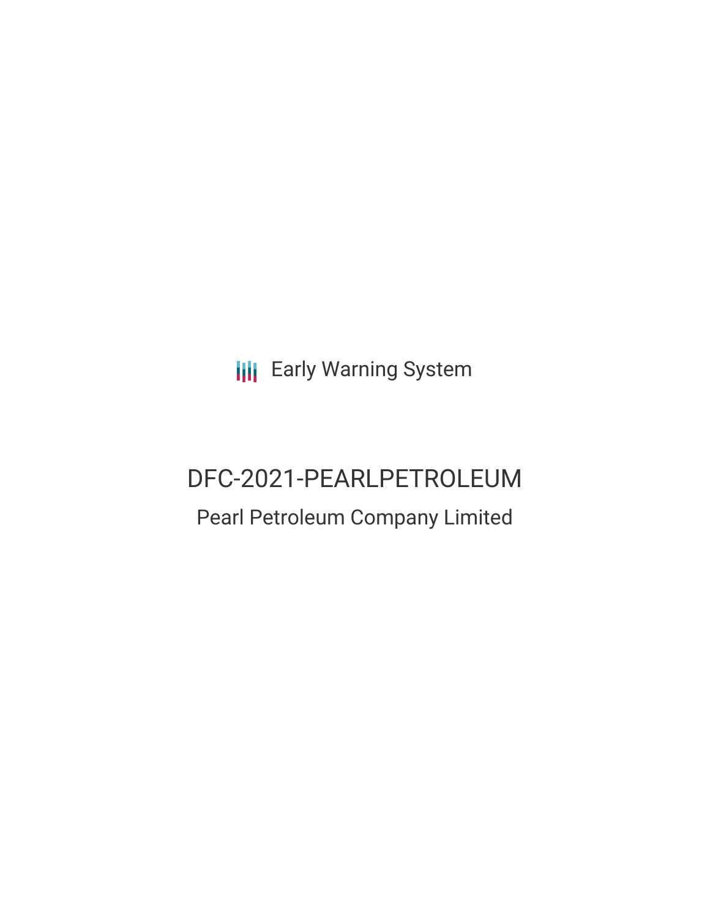Early Warning System

# DFC-2021-PEARLPETROLEUM

## Pearl Petroleum Company Limited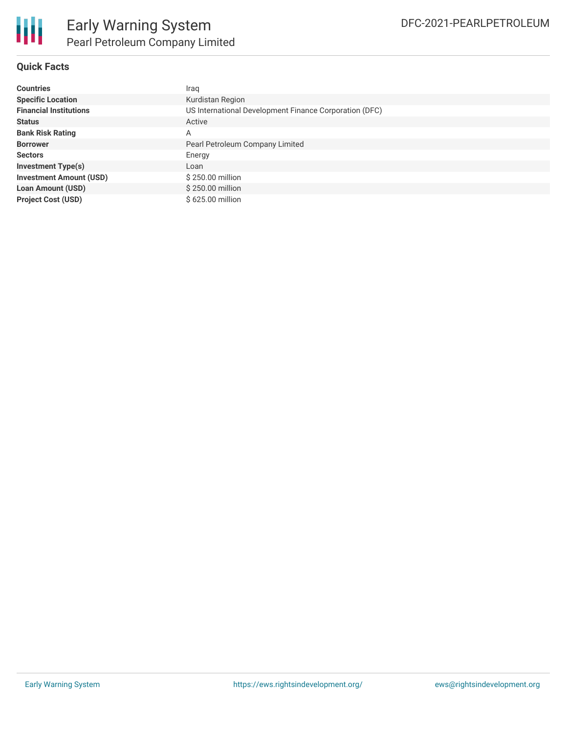# Early Warning System

## Pearl Petroleum Company Limited

DFC-2021-PEARLPETROLEUM

### Quick Facts

| | |
|---|---|
| **Countries** | Iraq |
| **Specific Location** | Kurdistan Region |
| **Financial Institutions** | US International Development Finance Corporation (DFC) |
| **Status** | Active |
| **Bank Risk Rating** | A |
| **Borrower** | Pearl Petroleum Company Limited |
| **Sectors** | Energy |
| **Investment Type(s)** | Loan |
| **Investment Amount (USD)** | $ 250.00 million |
| **Loan Amount (USD)** | $ 250.00 million |
| **Project Cost (USD)** | $ 625.00 million |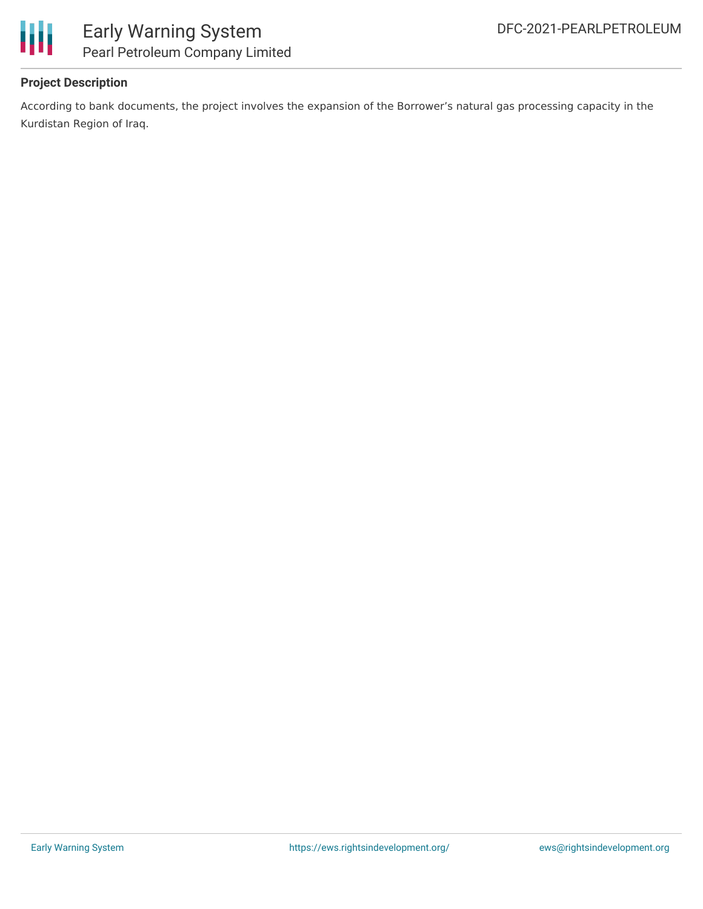**Project Description**

According to bank documents, the project involves the expansion of the Borrower’s natural gas processing capacity in the Kurdistan Region of Iraq.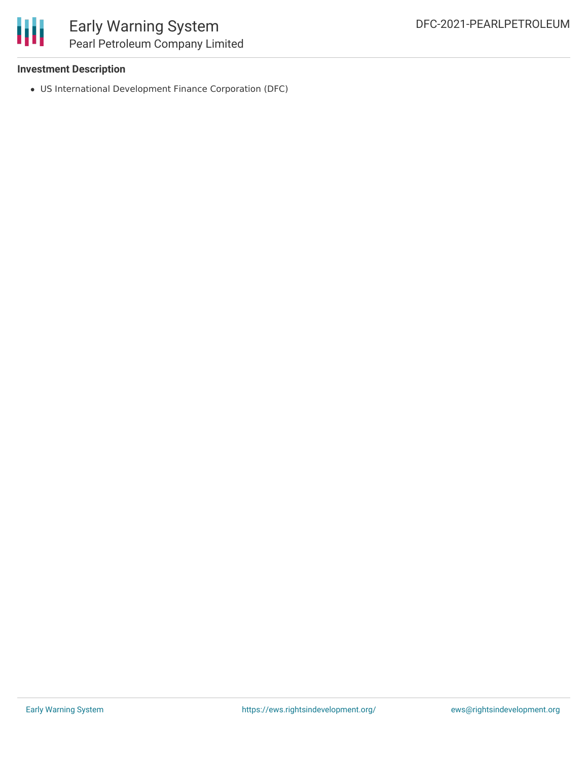**Investment Description**

- US International Development Finance Corporation (DFC)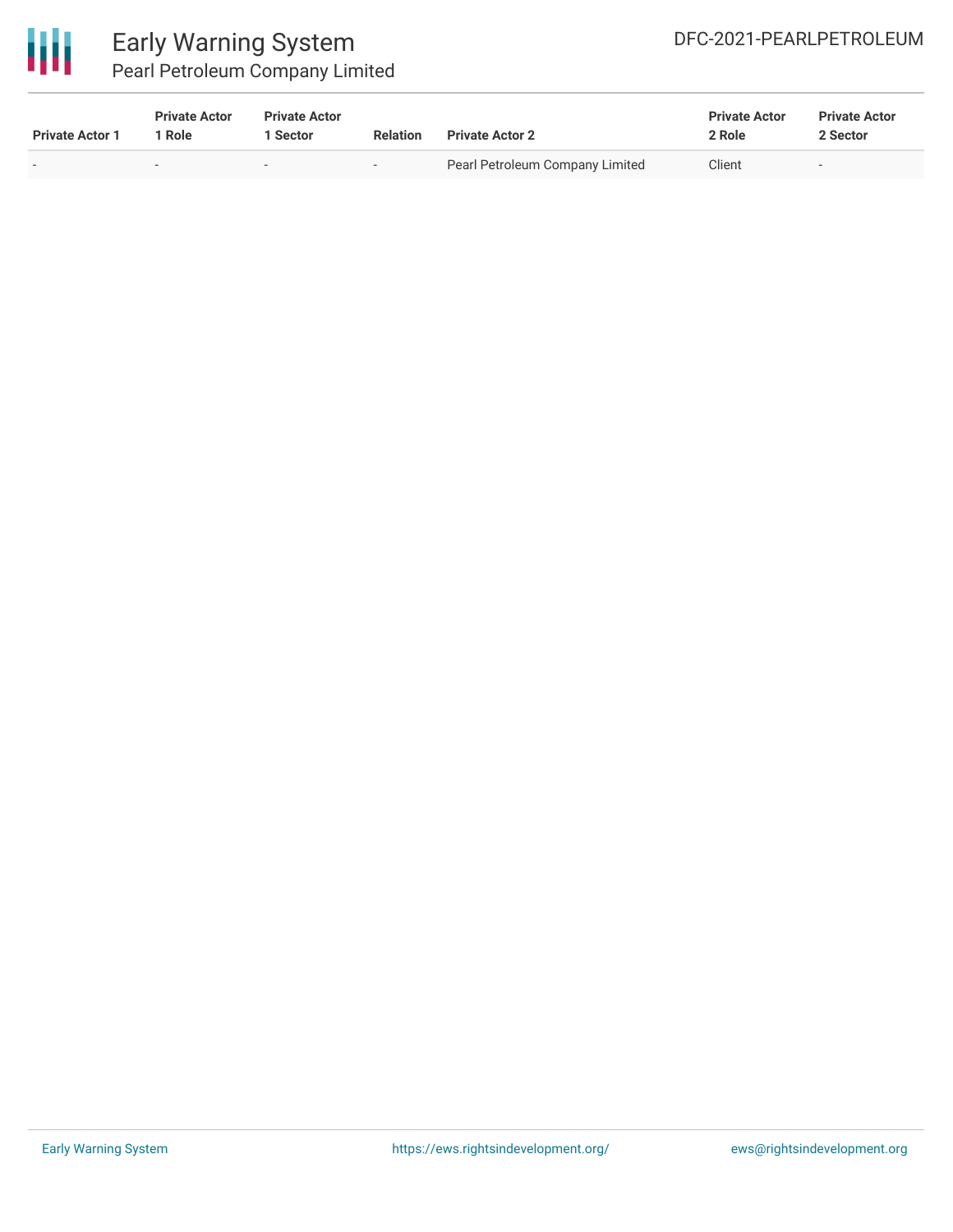| Private Actor 1 | Private Actor 1 Role | Private Actor 1 Sector | Relation | Private Actor 2 | Private Actor 2 Role | Private Actor 2 Sector |
|---|---|---|---|---|---|---|
| - | - | - | - | Pearl Petroleum Company Limited | Client | - |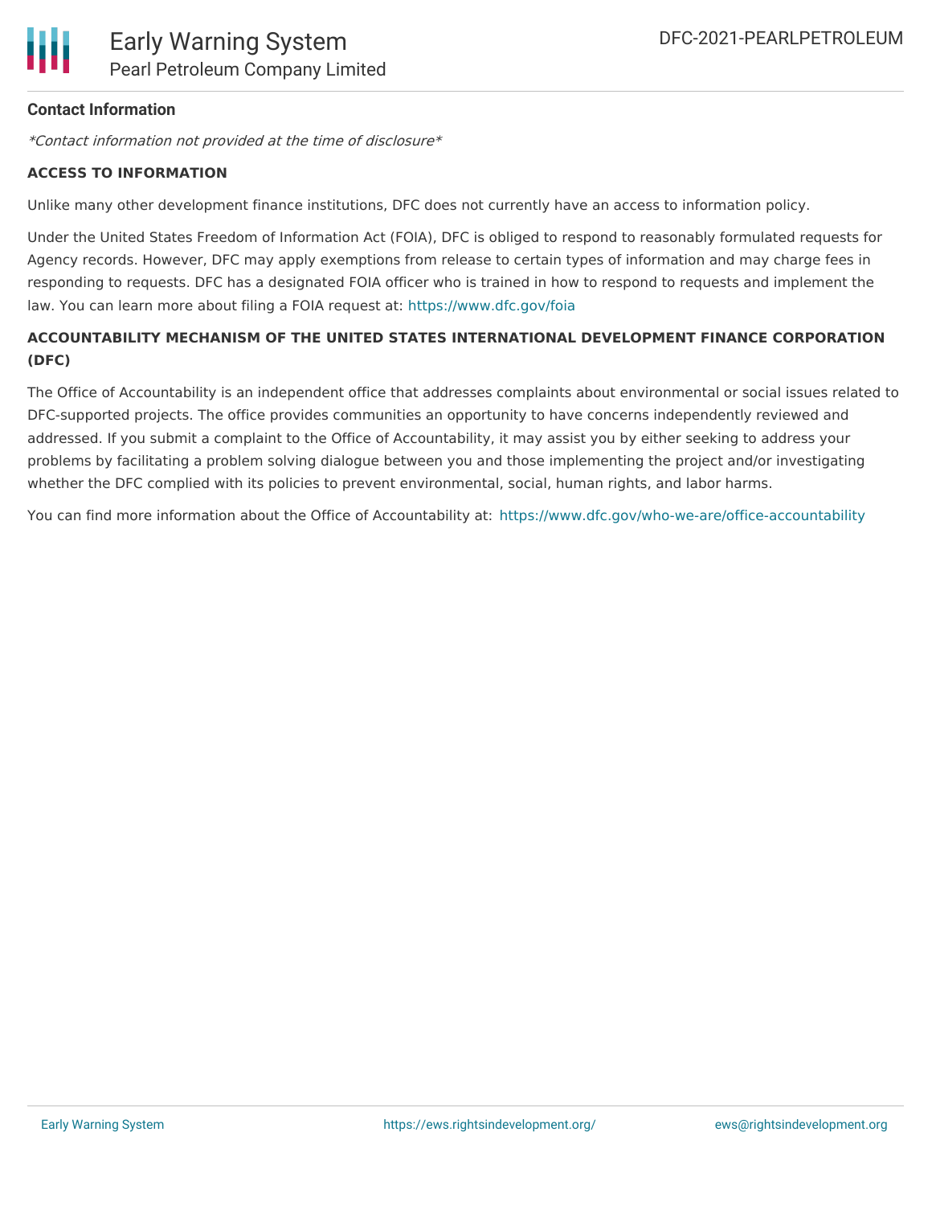**Contact Information**

*\*Contact information not provided at the time of disclosure\**

**ACCESS TO INFORMATION**

Unlike many other development finance institutions, DFC does not currently have an access to information policy.

Under the United States Freedom of Information Act (FOIA), DFC is obliged to respond to reasonably formulated requests for Agency records. However, DFC may apply exemptions from release to certain types of information and may charge fees in responding to requests. DFC has a designated FOIA officer who is trained in how to respond to requests and implement the law. You can learn more about filing a FOIA request at: https://www.dfc.gov/foia

**ACCOUNTABILITY MECHANISM OF THE UNITED STATES INTERNATIONAL DEVELOPMENT FINANCE CORPORATION (DFC)**

The Office of Accountability is an independent office that addresses complaints about environmental or social issues related to DFC-supported projects. The office provides communities an opportunity to have concerns independently reviewed and addressed. If you submit a complaint to the Office of Accountability, it may assist you by either seeking to address your problems by facilitating a problem solving dialogue between you and those implementing the project and/or investigating whether the DFC complied with its policies to prevent environmental, social, human rights, and labor harms.

You can find more information about the Office of Accountability at: https://www.dfc.gov/who-we-are/office-accountability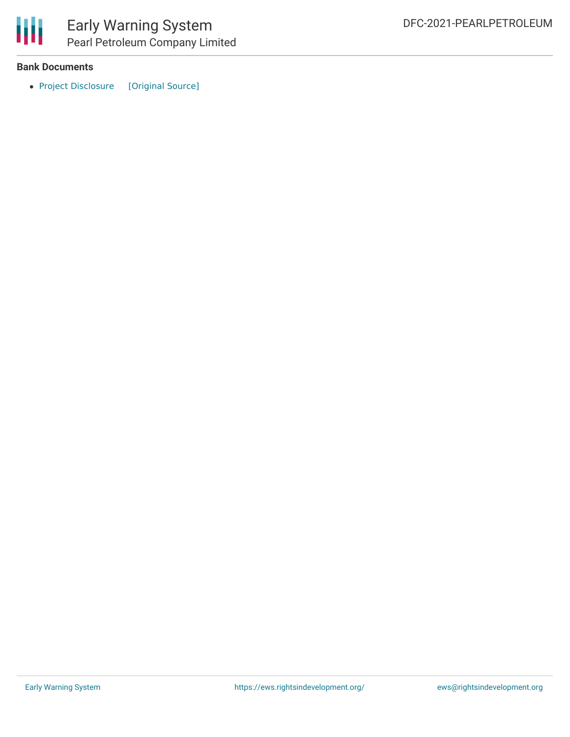**Bank Documents**

- Project Disclosure [Original Source]